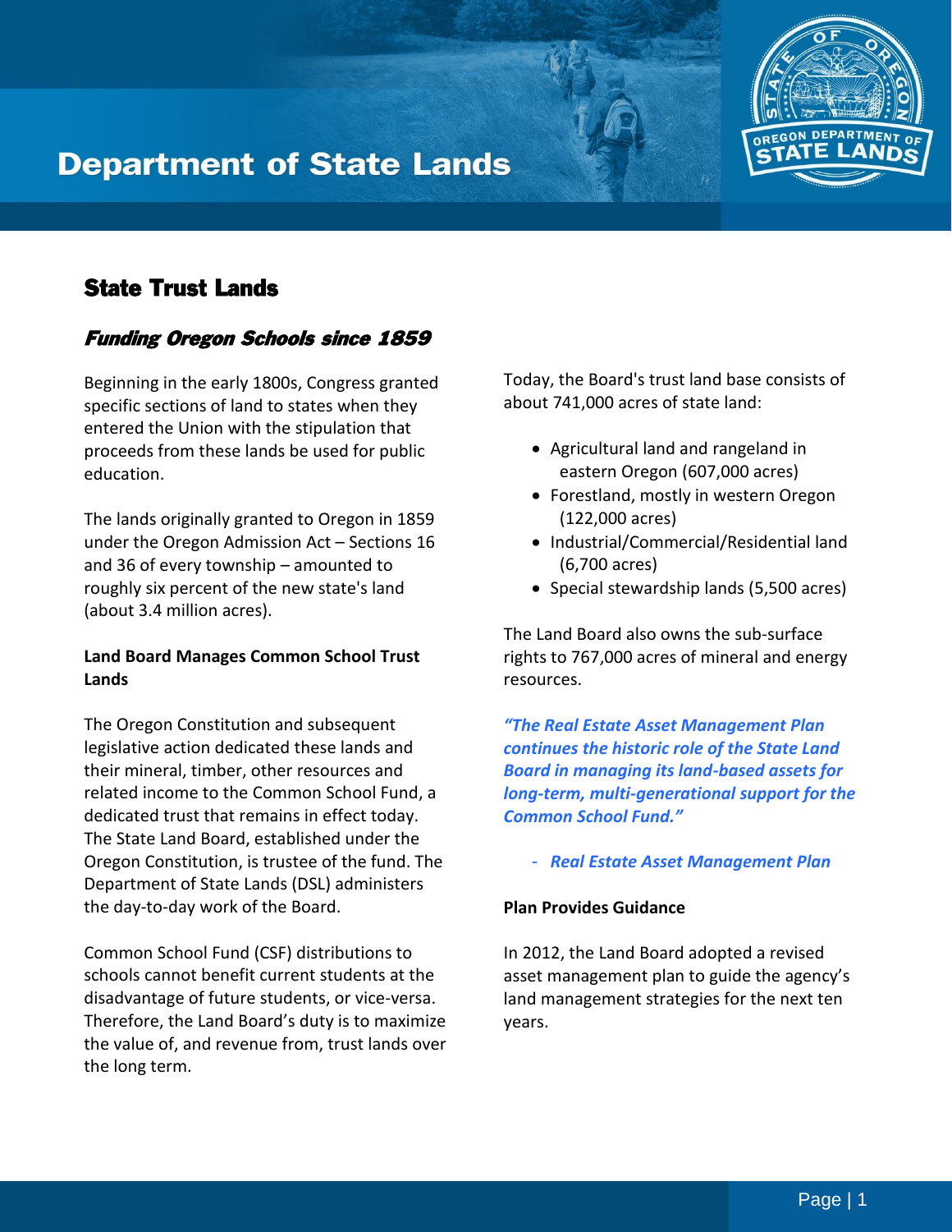# Department of State Lands

## State Trust Lands

### *Funding Oregon Schools since 1859*

Beginning in the early 1800s, Congress granted specific sections of land to states when they entered the Union with the stipulation that proceeds from these lands be used for public education.

The lands originally granted to Oregon in 1859 under the Oregon Admission Act – Sections 16 and 36 of every township – amounted to roughly six percent of the new state's land (about 3.4 million acres).

**Land Board Manages Common School Trust Lands**

The Oregon Constitution and subsequent legislative action dedicated these lands and their mineral, timber, other resources and related income to the Common School Fund, a dedicated trust that remains in effect today. The State Land Board, established under the Oregon Constitution, is trustee of the fund. The Department of State Lands (DSL) administers the day-to-day work of the Board.

Common School Fund (CSF) distributions to schools cannot benefit current students at the disadvantage of future students, or vice-versa. Therefore, the Land Board's duty is to maximize the value of, and revenue from, trust lands over the long term.

Today, the Board's trust land base consists of about 741,000 acres of state land:

- Agricultural land and rangeland in eastern Oregon (607,000 acres)
- Forestland, mostly in western Oregon (122,000 acres)
- Industrial/Commercial/Residential land (6,700 acres)
- Special stewardship lands (5,500 acres)

The Land Board also owns the sub-surface rights to 767,000 acres of mineral and energy resources.

***"The Real Estate Asset Management Plan continues the historic role of the State Land Board in managing its land-based assets for long-term, multi-generational support for the Common School Fund."***

***- Real Estate Asset Management Plan***

**Plan Provides Guidance**

In 2012, the Land Board adopted a revised asset management plan to guide the agency's land management strategies for the next ten years.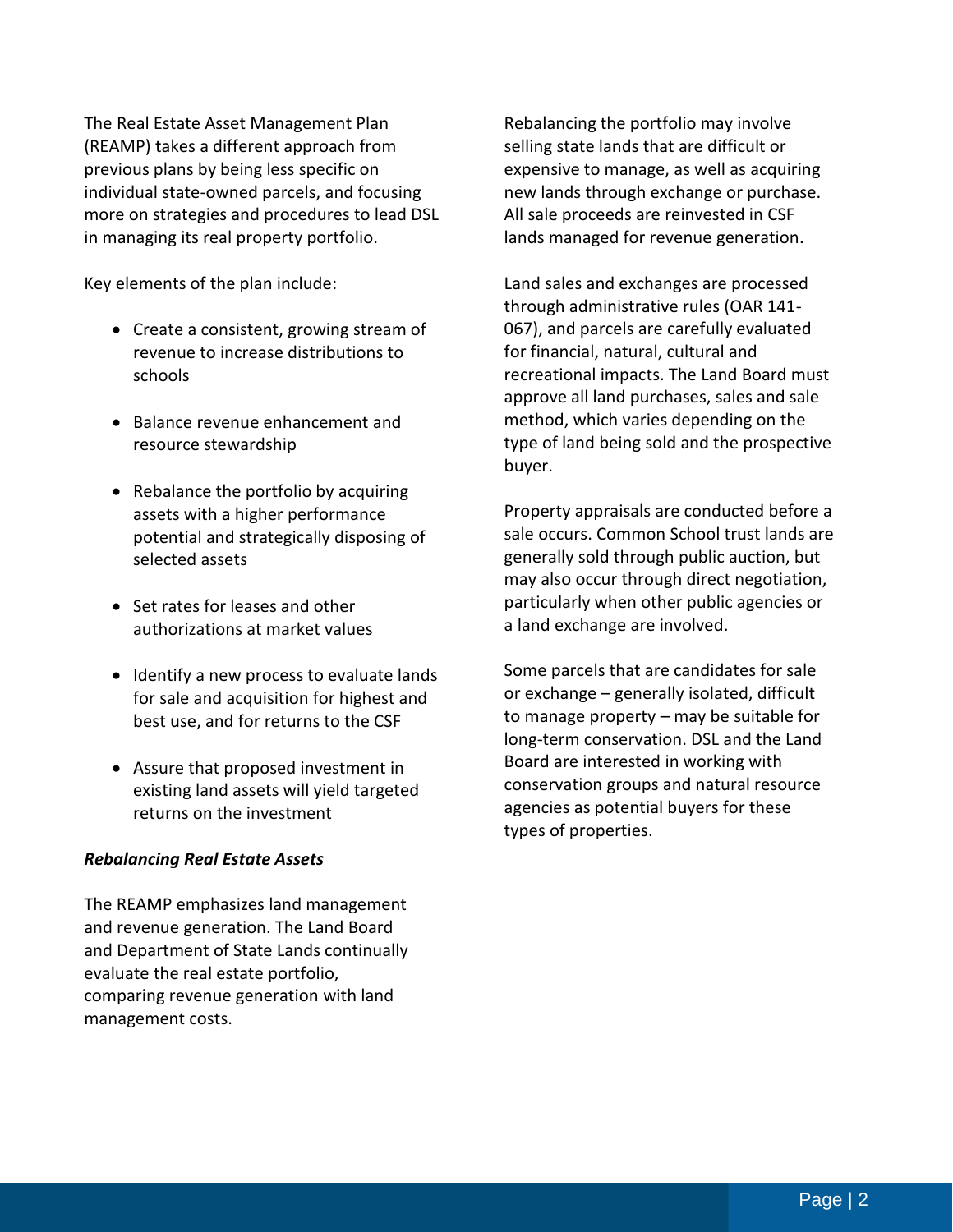The Real Estate Asset Management Plan (REAMP) takes a different approach from previous plans by being less specific on individual state-owned parcels, and focusing more on strategies and procedures to lead DSL in managing its real property portfolio.

Key elements of the plan include:

- Create a consistent, growing stream of revenue to increase distributions to schools
- Balance revenue enhancement and resource stewardship
- Rebalance the portfolio by acquiring assets with a higher performance potential and strategically disposing of selected assets
- Set rates for leases and other authorizations at market values
- Identify a new process to evaluate lands for sale and acquisition for highest and best use, and for returns to the CSF
- Assure that proposed investment in existing land assets will yield targeted returns on the investment

***Rebalancing Real Estate Assets***

The REAMP emphasizes land management and revenue generation. The Land Board and Department of State Lands continually evaluate the real estate portfolio, comparing revenue generation with land management costs.

Rebalancing the portfolio may involve selling state lands that are difficult or expensive to manage, as well as acquiring new lands through exchange or purchase. All sale proceeds are reinvested in CSF lands managed for revenue generation.

Land sales and exchanges are processed through administrative rules (OAR 141-067), and parcels are carefully evaluated for financial, natural, cultural and recreational impacts. The Land Board must approve all land purchases, sales and sale method, which varies depending on the type of land being sold and the prospective buyer.

Property appraisals are conducted before a sale occurs. Common School trust lands are generally sold through public auction, but may also occur through direct negotiation, particularly when other public agencies or a land exchange are involved.

Some parcels that are candidates for sale or exchange – generally isolated, difficult to manage property – may be suitable for long-term conservation. DSL and the Land Board are interested in working with conservation groups and natural resource agencies as potential buyers for these types of properties.